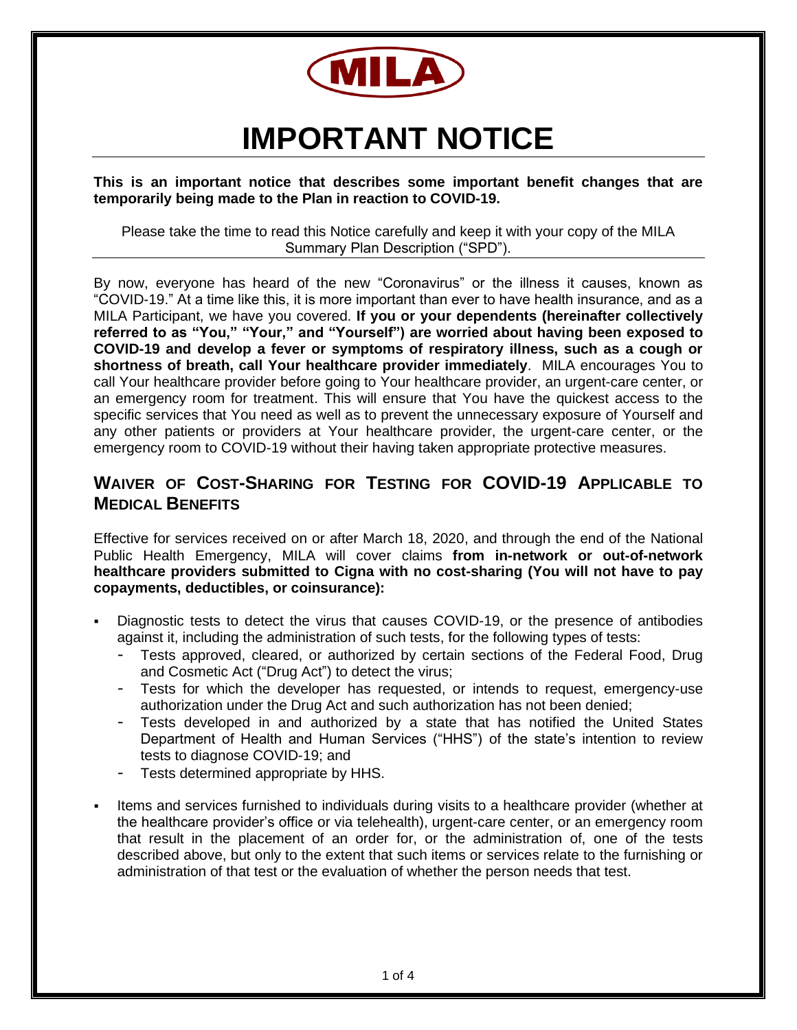MILA

# IMPORTANT NOTICE

**This is an important notice that describes some important benefit changes that are temporarily being made to the Plan in reaction to COVID-19.**

Please take the time to read this Notice carefully and keep it with your copy of the MILA Summary Plan Description ("SPD").

By now, everyone has heard of the new "Coronavirus" or the illness it causes, known as "COVID-19." At a time like this, it is more important than ever to have health insurance, and as a MILA Participant, we have you covered. **If you or your dependents (hereinafter collectively referred to as "You," "Your," and "Yourself") are worried about having been exposed to COVID-19 and develop a fever or symptoms of respiratory illness, such as a cough or shortness of breath, call Your healthcare provider immediately**. MILA encourages You to call Your healthcare provider before going to Your healthcare provider, an urgent-care center, or an emergency room for treatment. This will ensure that You have the quickest access to the specific services that You need as well as to prevent the unnecessary exposure of Yourself and any other patients or providers at Your healthcare provider, the urgent-care center, or the emergency room to COVID-19 without their having taken appropriate protective measures.

## WAIVER OF COST-SHARING FOR TESTING FOR COVID-19 APPLICABLE TO MEDICAL BENEFITS

Effective for services received on or after March 18, 2020, and through the end of the National Public Health Emergency, MILA will cover claims **from in-network or out-of-network healthcare providers submitted to Cigna with no cost-sharing (You will not have to pay copayments, deductibles, or coinsurance):**

- Diagnostic tests to detect the virus that causes COVID-19, or the presence of antibodies against it, including the administration of such tests, for the following types of tests:
  - Tests approved, cleared, or authorized by certain sections of the Federal Food, Drug and Cosmetic Act ("Drug Act") to detect the virus;
  - Tests for which the developer has requested, or intends to request, emergency-use authorization under the Drug Act and such authorization has not been denied;
  - Tests developed in and authorized by a state that has notified the United States Department of Health and Human Services ("HHS") of the state's intention to review tests to diagnose COVID-19; and
  - Tests determined appropriate by HHS.
- Items and services furnished to individuals during visits to a healthcare provider (whether at the healthcare provider's office or via telehealth), urgent-care center, or an emergency room that result in the placement of an order for, or the administration of, one of the tests described above, but only to the extent that such items or services relate to the furnishing or administration of that test or the evaluation of whether the person needs that test.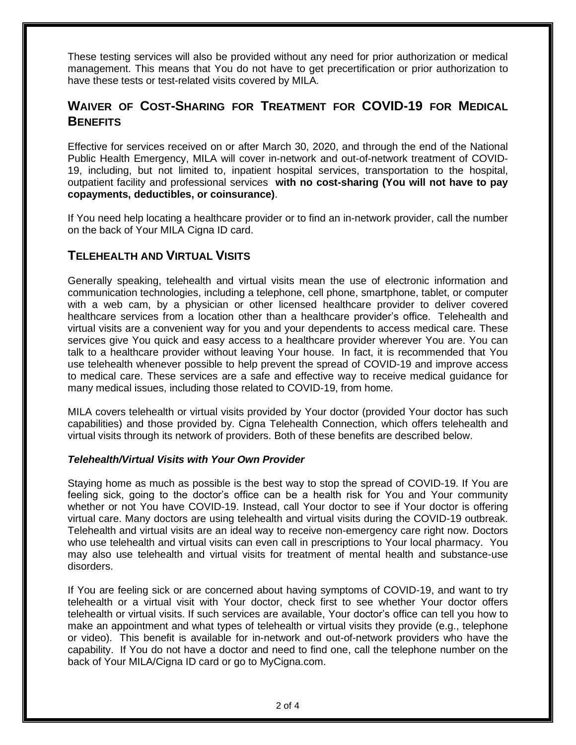These testing services will also be provided without any need for prior authorization or medical management. This means that You do not have to get precertification or prior authorization to have these tests or test-related visits covered by MILA.

## Waiver of Cost-Sharing for Treatment for COVID-19 for Medical Benefits

Effective for services received on or after March 30, 2020, and through the end of the National Public Health Emergency, MILA will cover in-network and out-of-network treatment of COVID-19, including, but not limited to, inpatient hospital services, transportation to the hospital, outpatient facility and professional services **with no cost-sharing (You will not have to pay copayments, deductibles, or coinsurance)**.

If You need help locating a healthcare provider or to find an in-network provider, call the number on the back of Your MILA Cigna ID card.

## Telehealth and Virtual Visits

Generally speaking, telehealth and virtual visits mean the use of electronic information and communication technologies, including a telephone, cell phone, smartphone, tablet, or computer with a web cam, by a physician or other licensed healthcare provider to deliver covered healthcare services from a location other than a healthcare provider's office. Telehealth and virtual visits are a convenient way for you and your dependents to access medical care. These services give You quick and easy access to a healthcare provider wherever You are. You can talk to a healthcare provider without leaving Your house. In fact, it is recommended that You use telehealth whenever possible to help prevent the spread of COVID-19 and improve access to medical care. These services are a safe and effective way to receive medical guidance for many medical issues, including those related to COVID-19, from home.

MILA covers telehealth or virtual visits provided by Your doctor (provided Your doctor has such capabilities) and those provided by. Cigna Telehealth Connection, which offers telehealth and virtual visits through its network of providers. Both of these benefits are described below.

### *Telehealth/Virtual Visits with Your Own Provider*

Staying home as much as possible is the best way to stop the spread of COVID-19. If You are feeling sick, going to the doctor's office can be a health risk for You and Your community whether or not You have COVID-19. Instead, call Your doctor to see if Your doctor is offering virtual care. Many doctors are using telehealth and virtual visits during the COVID-19 outbreak. Telehealth and virtual visits are an ideal way to receive non-emergency care right now. Doctors who use telehealth and virtual visits can even call in prescriptions to Your local pharmacy. You may also use telehealth and virtual visits for treatment of mental health and substance-use disorders.

If You are feeling sick or are concerned about having symptoms of COVID-19, and want to try telehealth or a virtual visit with Your doctor, check first to see whether Your doctor offers telehealth or virtual visits. If such services are available, Your doctor's office can tell you how to make an appointment and what types of telehealth or virtual visits they provide (e.g., telephone or video). This benefit is available for in-network and out-of-network providers who have the capability. If You do not have a doctor and need to find one, call the telephone number on the back of Your MILA/Cigna ID card or go to MyCigna.com.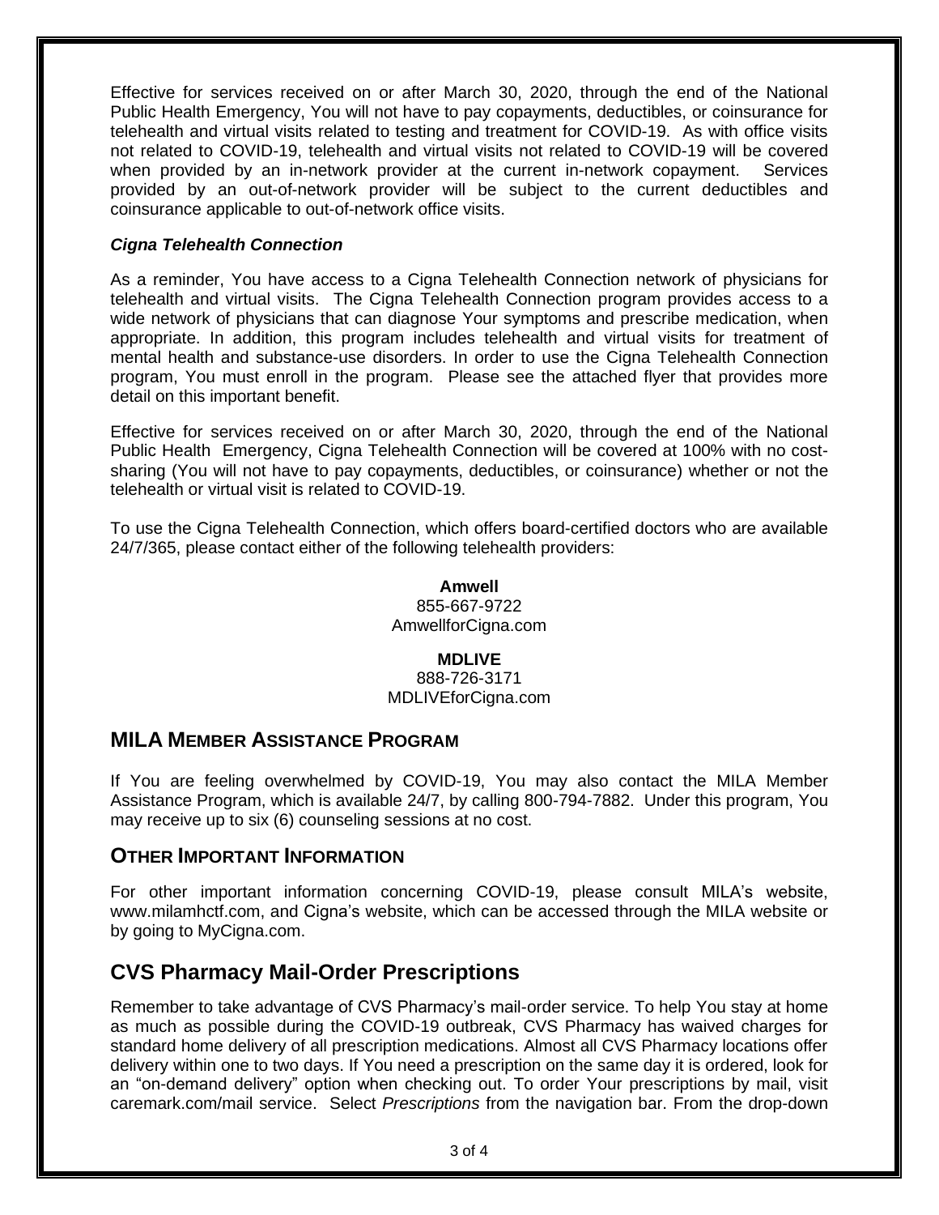Effective for services received on or after March 30, 2020, through the end of the National Public Health Emergency, You will not have to pay copayments, deductibles, or coinsurance for telehealth and virtual visits related to testing and treatment for COVID-19. As with office visits not related to COVID-19, telehealth and virtual visits not related to COVID-19 will be covered when provided by an in-network provider at the current in-network copayment. Services provided by an out-of-network provider will be subject to the current deductibles and coinsurance applicable to out-of-network office visits.

***Cigna Telehealth Connection***

As a reminder, You have access to a Cigna Telehealth Connection network of physicians for telehealth and virtual visits. The Cigna Telehealth Connection program provides access to a wide network of physicians that can diagnose Your symptoms and prescribe medication, when appropriate. In addition, this program includes telehealth and virtual visits for treatment of mental health and substance-use disorders. In order to use the Cigna Telehealth Connection program, You must enroll in the program. Please see the attached flyer that provides more detail on this important benefit.

Effective for services received on or after March 30, 2020, through the end of the National Public Health Emergency, Cigna Telehealth Connection will be covered at 100% with no cost-sharing (You will not have to pay copayments, deductibles, or coinsurance) whether or not the telehealth or virtual visit is related to COVID-19.

To use the Cigna Telehealth Connection, which offers board-certified doctors who are available 24/7/365, please contact either of the following telehealth providers:

**Amwell**
855-667-9722
AmwellforCigna.com

**MDLIVE**
888-726-3171
MDLIVEforCigna.com

## MILA Member Assistance Program

If You are feeling overwhelmed by COVID-19, You may also contact the MILA Member Assistance Program, which is available 24/7, by calling 800-794-7882. Under this program, You may receive up to six (6) counseling sessions at no cost.

## Other Important Information

For other important information concerning COVID-19, please consult MILA's website, www.milamhctf.com, and Cigna's website, which can be accessed through the MILA website or by going to MyCigna.com.

## CVS Pharmacy Mail-Order Prescriptions

Remember to take advantage of CVS Pharmacy's mail-order service. To help You stay at home as much as possible during the COVID-19 outbreak, CVS Pharmacy has waived charges for standard home delivery of all prescription medications. Almost all CVS Pharmacy locations offer delivery within one to two days. If You need a prescription on the same day it is ordered, look for an "on-demand delivery" option when checking out. To order Your prescriptions by mail, visit caremark.com/mail service. Select *Prescriptions* from the navigation bar. From the drop-down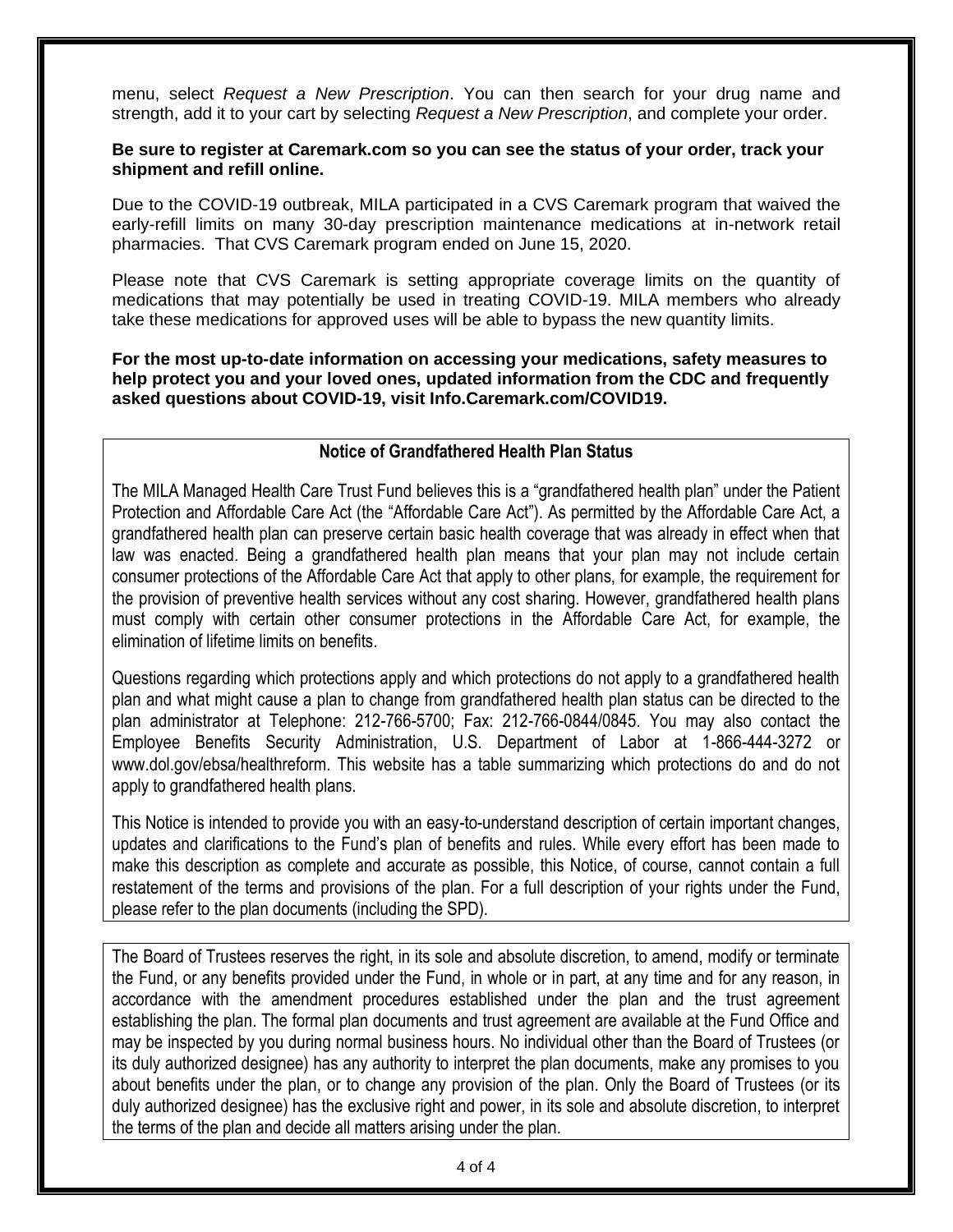menu, select *Request a New Prescription*. You can then search for your drug name and strength, add it to your cart by selecting *Request a New Prescription*, and complete your order.

**Be sure to register at Caremark.com so you can see the status of your order, track your shipment and refill online.**

Due to the COVID-19 outbreak, MILA participated in a CVS Caremark program that waived the early-refill limits on many 30-day prescription maintenance medications at in-network retail pharmacies. That CVS Caremark program ended on June 15, 2020.

Please note that CVS Caremark is setting appropriate coverage limits on the quantity of medications that may potentially be used in treating COVID-19. MILA members who already take these medications for approved uses will be able to bypass the new quantity limits.

**For the most up-to-date information on accessing your medications, safety measures to help protect you and your loved ones, updated information from the CDC and frequently asked questions about COVID-19, visit Info.Caremark.com/COVID19.**

## Notice of Grandfathered Health Plan Status

The MILA Managed Health Care Trust Fund believes this is a "grandfathered health plan" under the Patient Protection and Affordable Care Act (the "Affordable Care Act"). As permitted by the Affordable Care Act, a grandfathered health plan can preserve certain basic health coverage that was already in effect when that law was enacted. Being a grandfathered health plan means that your plan may not include certain consumer protections of the Affordable Care Act that apply to other plans, for example, the requirement for the provision of preventive health services without any cost sharing. However, grandfathered health plans must comply with certain other consumer protections in the Affordable Care Act, for example, the elimination of lifetime limits on benefits.

Questions regarding which protections apply and which protections do not apply to a grandfathered health plan and what might cause a plan to change from grandfathered health plan status can be directed to the plan administrator at Telephone: 212-766-5700; Fax: 212-766-0844/0845. You may also contact the Employee Benefits Security Administration, U.S. Department of Labor at 1-866-444-3272 or www.dol.gov/ebsa/healthreform. This website has a table summarizing which protections do and do not apply to grandfathered health plans.

This Notice is intended to provide you with an easy-to-understand description of certain important changes, updates and clarifications to the Fund's plan of benefits and rules. While every effort has been made to make this description as complete and accurate as possible, this Notice, of course, cannot contain a full restatement of the terms and provisions of the plan. For a full description of your rights under the Fund, please refer to the plan documents (including the SPD).

The Board of Trustees reserves the right, in its sole and absolute discretion, to amend, modify or terminate the Fund, or any benefits provided under the Fund, in whole or in part, at any time and for any reason, in accordance with the amendment procedures established under the plan and the trust agreement establishing the plan. The formal plan documents and trust agreement are available at the Fund Office and may be inspected by you during normal business hours. No individual other than the Board of Trustees (or its duly authorized designee) has any authority to interpret the plan documents, make any promises to you about benefits under the plan, or to change any provision of the plan. Only the Board of Trustees (or its duly authorized designee) has the exclusive right and power, in its sole and absolute discretion, to interpret the terms of the plan and decide all matters arising under the plan.